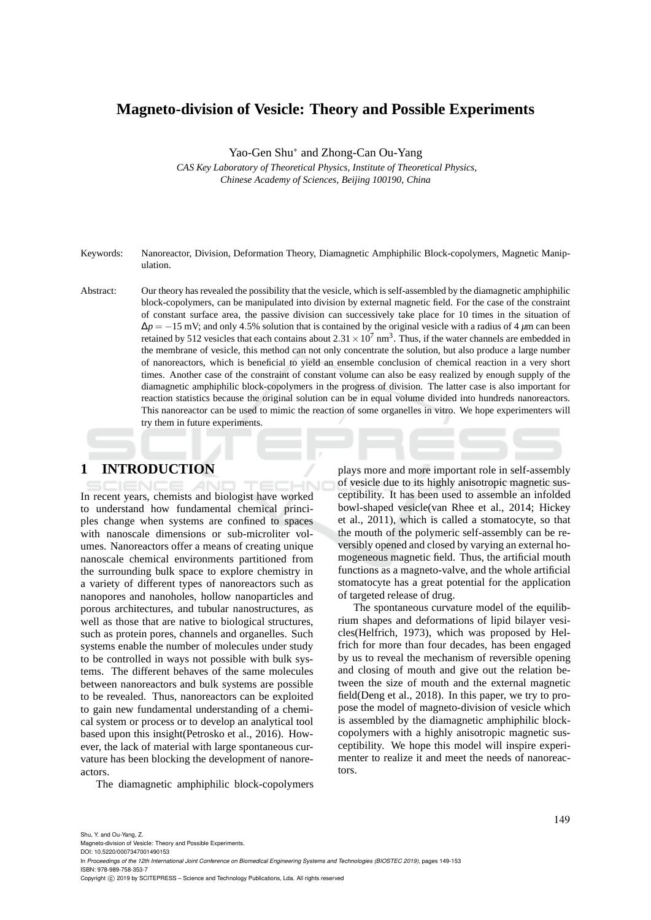# Magneto-division of Vesicle: Theory and Possible Experiments

Yao-Gen Shu* and Zhong-Can Ou-Yang

*CAS Key Laboratory of Theoretical Physics, Institute of Theoretical Physics, Chinese Academy of Sciences, Beijing 100190, China*

Keywords: Nanoreactor, Division, Deformation Theory, Diamagnetic Amphiphilic Block-copolymers, Magnetic Manipulation.

Abstract: Our theory has revealed the possibility that the vesicle, which is self-assembled by the diamagnetic amphiphilic block-copolymers, can be manipulated into division by external magnetic field. For the case of the constraint of constant surface area, the passive division can successively take place for 10 times in the situation of $\Delta p = -15$ mV; and only 4.5% solution that is contained by the original vesicle with a radius of 4 $\mu$m can been retained by 512 vesicles that each contains about $2.31 \times 10^7$ nm$^3$. Thus, if the water channels are embedded in the membrane of vesicle, this method can not only concentrate the solution, but also produce a large number of nanoreactors, which is beneficial to yield an ensemble conclusion of chemical reaction in a very short times. Another case of the constraint of constant volume can also be easy realized by enough supply of the diamagnetic amphiphilic block-copolymers in the progress of division. The latter case is also important for reaction statistics because the original solution can be in equal volume divided into hundreds nanoreactors. This nanoreactor can be used to mimic the reaction of some organelles in vitro. We hope experimenters will try them in future experiments.

## 1 INTRODUCTION

In recent years, chemists and biologist have worked to understand how fundamental chemical principles change when systems are confined to spaces with nanoscale dimensions or sub-microliter volumes. Nanoreactors offer a means of creating unique nanoscale chemical environments partitioned from the surrounding bulk space to explore chemistry in a variety of different types of nanoreactors such as nanopores and nanoholes, hollow nanoparticles and porous architectures, and tubular nanostructures, as well as those that are native to biological structures, such as protein pores, channels and organelles. Such systems enable the number of molecules under study to be controlled in ways not possible with bulk systems. The different behaves of the same molecules between nanoreactors and bulk systems are possible to be revealed. Thus, nanoreactors can be exploited to gain new fundamental understanding of a chemical system or process or to develop an analytical tool based upon this insight(Petrosko et al., 2016). However, the lack of material with large spontaneous curvature has been blocking the development of nanoreactors.

The diamagnetic amphiphilic block-copolymers plays more and more important role in self-assembly of vesicle due to its highly anisotropic magnetic susceptibility. It has been used to assemble an infolded bowl-shaped vesicle(van Rhee et al., 2014; Hickey et al., 2011), which is called a stomatocyte, so that the mouth of the polymeric self-assembly can be reversibly opened and closed by varying an external homogeneous magnetic field. Thus, the artificial mouth functions as a magneto-valve, and the whole artificial stomatocyte has a great potential for the application of targeted release of drug.

The spontaneous curvature model of the equilibrium shapes and deformations of lipid bilayer vesicles(Helfrich, 1973), which was proposed by Helfrich for more than four decades, has been engaged by us to reveal the mechanism of reversible opening and closing of mouth and give out the relation between the size of mouth and the external magnetic field(Deng et al., 2018). In this paper, we try to propose the model of magneto-division of vesicle which is assembled by the diamagnetic amphiphilic block-copolymers with a highly anisotropic magnetic susceptibility. We hope this model will inspire experimenter to realize it and meet the needs of nanoreactors.

Shu, Y. and Ou-Yang, Z.
Magneto-division of Vesicle: Theory and Possible Experiments.
DOI: 10.5220/0007347001490153
In *Proceedings of the 12th International Joint Conference on Biomedical Engineering Systems and Technologies (BIOSTEC 2019)*, pages 149-153
ISBN: 978-989-758-353-7
Copyright © 2019 by SCITEPRESS – Science and Technology Publications, Lda. All rights reserved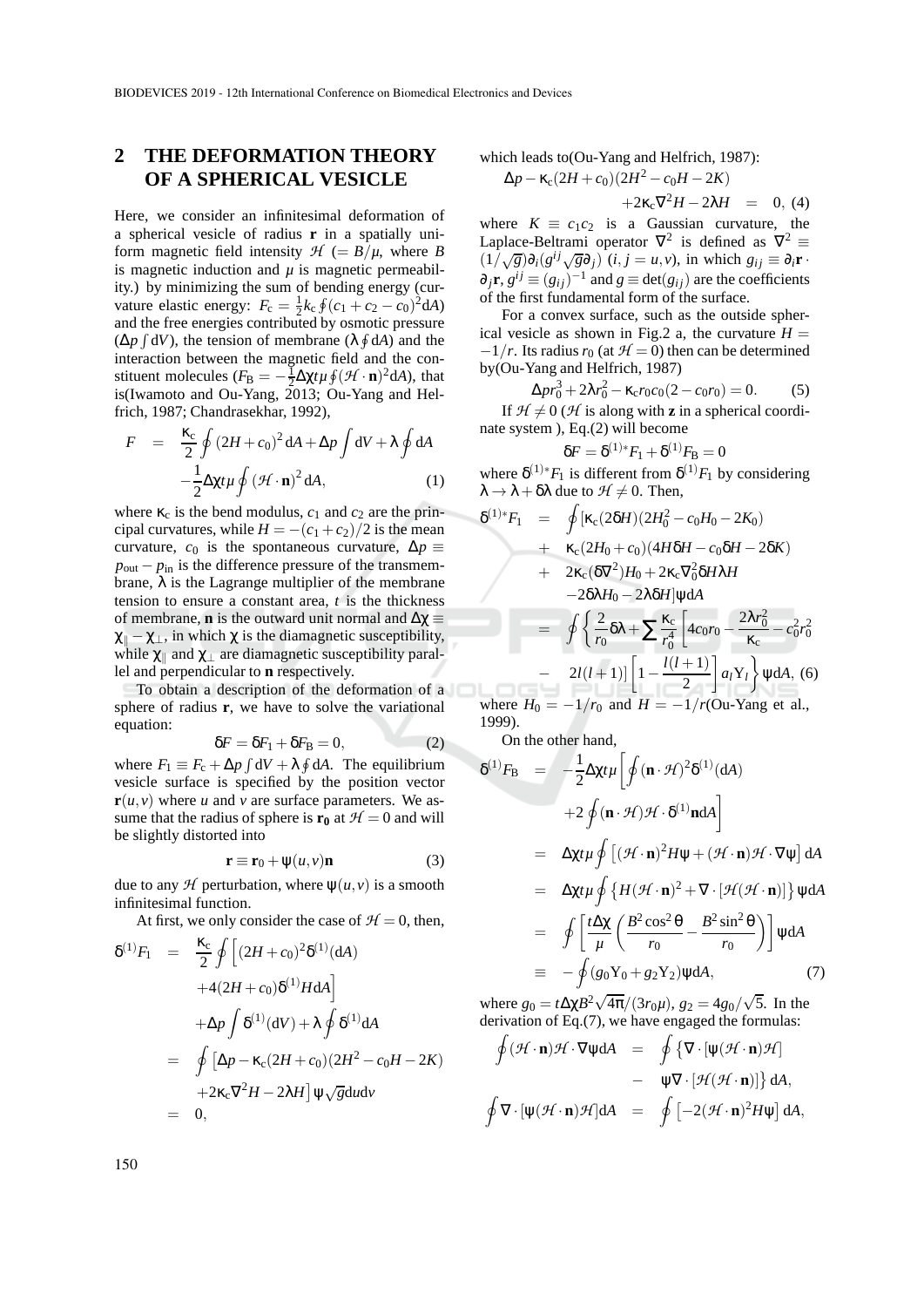## 2 THE DEFORMATION THEORY OF A SPHERICAL VESICLE

Here, we consider an infinitesimal deformation of a spherical vesicle of radius $\mathbf{r}$ in a spatially uniform magnetic field intensity $\mathcal{H}$ ($= B/\mu$, where $B$ is magnetic induction and $\mu$ is magnetic permeability.) by minimizing the sum of bending energy (curvature elastic energy: $F_c = \frac{1}{2}k_c \oint (c_1 + c_2 - c_0)^2 dA$) and the free energies contributed by osmotic pressure ($\Delta p \int dV$), the tension of membrane ($\lambda \oint dA$) and the interaction between the magnetic field and the constituent molecules ($F_B = -\frac{1}{2}\Delta\chi t\mu \oint (\mathcal{H}\cdot\mathbf{n})^2 dA$), that is(Iwamoto and Ou-Yang, 2013; Ou-Yang and Helfrich, 1987; Chandrasekhar, 1992),

$$
\begin{aligned}
F &= \frac{\kappa_c}{2}\oint (2H + c_0)^2 \, dA + \Delta p \int dV + \lambda \oint dA \\
&\quad - \frac{1}{2}\Delta\chi t\mu \oint (\mathcal{H}\cdot\mathbf{n})^2 \, dA, \qquad (1)
\end{aligned}
$$

where $\kappa_c$ is the bend modulus, $c_1$ and $c_2$ are the principal curvatures, while $H = -(c_1 + c_2)/2$ is the mean curvature, $c_0$ is the spontaneous curvature, $\Delta p \equiv p_{\mathrm{out}} - p_{\mathrm{in}}$ is the difference pressure of the transmembrane, $\lambda$ is the Lagrange multiplier of the membrane tension to ensure a constant area, $t$ is the thickness of membrane, $\mathbf{n}$ is the outward unit normal and $\Delta\chi \equiv \chi_\parallel - \chi_\perp$, in which $\chi$ is the diamagnetic susceptibility, while $\chi_\parallel$ and $\chi_\perp$ are diamagnetic susceptibility parallel and perpendicular to $\mathbf{n}$ respectively.

To obtain a description of the deformation of a sphere of radius $\mathbf{r}$, we have to solve the variational equation:

$$
\delta F = \delta F_1 + \delta F_B = 0, \qquad (2)
$$

where $F_1 \equiv F_c + \Delta p \int dV + \lambda \oint dA$. The equilibrium vesicle surface is specified by the position vector $\mathbf{r}(u, v)$ where $u$ and $v$ are surface parameters. We assume that the radius of sphere is $\mathbf{r_0}$ at $\mathcal{H} = 0$ and will be slightly distorted into

$$
\mathbf{r} \equiv \mathbf{r}_0 + \psi(u, v)\mathbf{n} \qquad (3)
$$

due to any $\mathcal{H}$ perturbation, where $\psi(u, v)$ is a smooth infinitesimal function.

At first, we only consider the case of $\mathcal{H} = 0$, then,

$$
\begin{aligned}
\delta^{(1)} F_1 &= \frac{\kappa_c}{2}\oint \Big[(2H + c_0)^2 \delta^{(1)}(dA) \\
&\quad + 4(2H + c_0)\delta^{(1)} H dA\Big] \\
&\quad + \Delta p \int \delta^{(1)}(dV) + \lambda \oint \delta^{(1)} dA \\
&= \oint \left[\Delta p - \kappa_c(2H + c_0)(2H^2 - c_0 H - 2K)\right. \\
&\quad \left. + 2\kappa_c \nabla^2 H - 2\lambda H\right] \psi \sqrt{g} \, du dv \\
&= 0,
\end{aligned}
$$

which leads to(Ou-Yang and Helfrich, 1987):

$$
\begin{aligned}
\Delta p - \kappa_c(2H + c_0)(2H^2 - c_0 H - 2K)& \\
+ 2\kappa_c \nabla^2 H - 2\lambda H &= 0, \qquad (4)
\end{aligned}
$$

where $K \equiv c_1 c_2$ is a Gaussian curvature, the Laplace-Beltrami operator $\nabla^2$ is defined as $\nabla^2 \equiv (1/\sqrt{g})\partial_i (g^{ij}\sqrt{g}\partial_j)$ $(i, j = u, v)$, in which $g_{ij} \equiv \partial_i \mathbf{r}\cdot\partial_j \mathbf{r}$, $g^{ij} \equiv (g_{ij})^{-1}$ and $g \equiv \det(g_{ij})$ are the coefficients of the first fundamental form of the surface.

For a convex surface, such as the outside spherical vesicle as shown in Fig.2 a, the curvature $H = -1/r$. Its radius $r_0$ (at $\mathcal{H} = 0$) then can be determined by(Ou-Yang and Helfrich, 1987)

$$
\Delta p r_0^3 + 2\lambda r_0^2 - \kappa_c r_0 c_0 (2 - c_0 r_0) = 0. \qquad (5)
$$

If $\mathcal{H} \neq 0$ ($\mathcal{H}$ is along with $\mathbf{z}$ in a spherical coordinate system ), Eq.(2) will become

$$
\delta F = \delta^{(1)*} F_1 + \delta^{(1)} F_B = 0
$$

where $\delta^{(1)*} F_1$ is different from $\delta^{(1)} F_1$ by considering $\lambda \to \lambda + \delta\lambda$ due to $\mathcal{H} \neq 0$. Then,

$$
\begin{aligned}
\delta^{(1)*} F_1 &= \oint [\kappa_c (2\delta H)(2H_0^2 - c_0 H_0 - 2K_0) \\
&\quad + \kappa_c (2H_0 + c_0)(4H\delta H - c_0 \delta H - 2\delta K) \\
&\quad + 2\kappa_c (\delta\nabla^2) H_0 + 2\kappa_c \nabla_0^2 \delta H \lambda H \\
&\quad - 2\delta\lambda H_0 - 2\lambda\delta H]\psi dA \\
&= \oint \left\{ \frac{2}{r_0}\delta\lambda + \sum \frac{\kappa_c}{r_0^4}\left[4c_0 r_0 - \frac{2\lambda r_0^2}{\kappa_c} - c_0^2 r_0^2 \right.\right. \\
&\quad - \left.\left. 2l(l+1)\right]\left[1 - \frac{l(l+1)}{2}\right] a_l Y_l \right\} \psi dA, \qquad (6)
\end{aligned}
$$

where $H_0 = -1/r_0$ and $H = -1/r$(Ou-Yang et al., 1999).

On the other hand,

$$
\begin{aligned}
\delta^{(1)} F_B &= -\frac{1}{2}\Delta\chi t\mu \left[\oint (\mathbf{n}\cdot\mathcal{H})^2 \delta^{(1)}(dA) \right. \\
&\quad \left. + 2\oint (\mathbf{n}\cdot\mathcal{H})\mathcal{H}\cdot\delta^{(1)}\mathbf{n} dA\right] \\
&= \Delta\chi t\mu \oint \left[(\mathcal{H}\cdot\mathbf{n})^2 H\psi + (\mathcal{H}\cdot\mathbf{n})\mathcal{H}\cdot\nabla\psi\right] dA \\
&= \Delta\chi t\mu \oint \left\{H(\mathcal{H}\cdot\mathbf{n})^2 + \nabla\cdot[\mathcal{H}(\mathcal{H}\cdot\mathbf{n})]\right\}\psi dA \\
&= \oint \left[\frac{t\Delta\chi}{\mu}\left(\frac{B^2\cos^2\theta}{r_0} - \frac{B^2\sin^2\theta}{r_0}\right)\right]\psi dA \\
&\equiv -\oint (g_0 Y_0 + g_2 Y_2)\psi dA, \qquad (7)
\end{aligned}
$$

where $g_0 = t\Delta\chi B^2\sqrt{4\pi}/(3r_0\mu)$, $g_2 = 4g_0/\sqrt{5}$. In the derivation of Eq.(7), we have engaged the formulas:

$$
\begin{aligned}
\oint (\mathcal{H}\cdot\mathbf{n})\mathcal{H}\cdot\nabla\psi dA &= \oint \{\nabla\cdot[\psi(\mathcal{H}\cdot\mathbf{n})\mathcal{H}] \\
&\quad - \psi\nabla\cdot[\mathcal{H}(\mathcal{H}\cdot\mathbf{n})]\} \, dA, \\
\oint \nabla\cdot[\psi(\mathcal{H}\cdot\mathbf{n})\mathcal{H}] dA &= \oint \left[-2(\mathcal{H}\cdot\mathbf{n})^2 H\psi\right] dA,
\end{aligned}
$$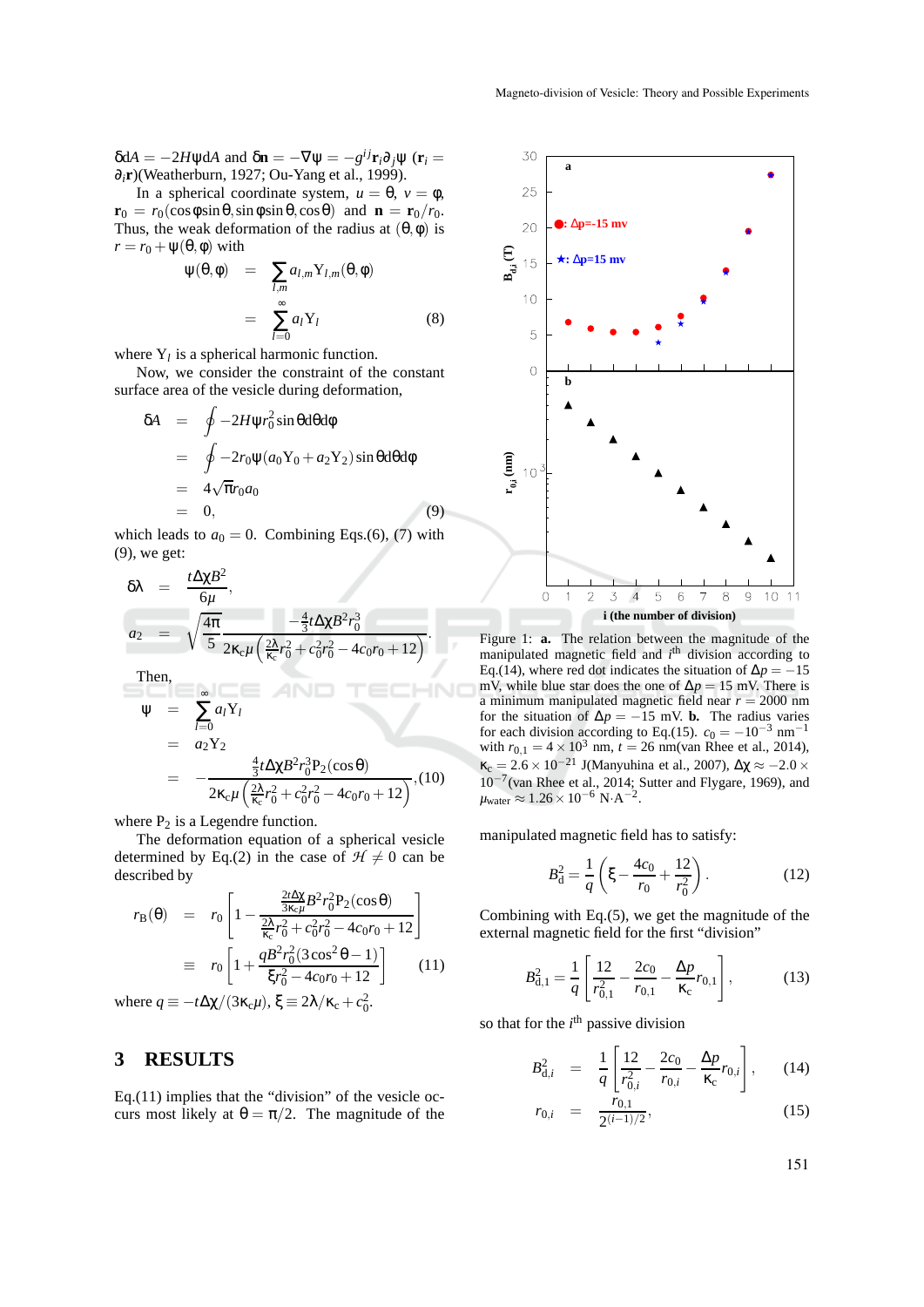$\delta dA = -2H\psi dA$ and $\delta \mathbf{n} = -\nabla\psi = -g^{ij}\mathbf{r}_i\partial_j\psi$ ($\mathbf{r}_i = \partial_i\mathbf{r}$)(Weatherburn, 1927; Ou-Yang et al., 1999).

In a spherical coordinate system, $u = \theta$, $v = \phi$, $\mathbf{r}_0 = r_0(\cos\phi\sin\theta, \sin\phi\sin\theta, \cos\theta)$ and $\mathbf{n} = \mathbf{r}_0/r_0$. Thus, the weak deformation of the radius at $(\theta,\phi)$ is $r = r_0 + \psi(\theta,\phi)$ with

$$
\begin{aligned}
\psi(\theta,\phi) &= \sum_{l,m} a_{l,m} Y_{l,m}(\theta,\phi) \\
&= \sum_{l=0}^{\infty} a_l Y_l
\end{aligned}
\quad (8)
$$

where $Y_l$ is a spherical harmonic function.

Now, we consider the constraint of the constant surface area of the vesicle during deformation,

$$
\begin{aligned}
\delta A &= \oint -2H\psi r_0^2 \sin\theta d\theta d\phi \\
&= \oint -2r_0\psi(a_0 Y_0 + a_2 Y_2)\sin\theta d\theta d\phi \\
&= 4\sqrt{\pi} r_0 a_0 \\
&= 0,
\end{aligned}
\quad (9)
$$

which leads to $a_0 = 0$. Combining Eqs.(6), (7) with (9), we get:

$$
\begin{aligned}
\delta\lambda &= \frac{t\Delta\chi B^2}{6\mu}, \\
a_2 &= \sqrt{\frac{4\pi}{5}} \frac{-\frac{4}{3}t\Delta\chi B^2 r_0^3}{2\kappa_c\mu\left(\frac{2\lambda}{\kappa_c}r_0^2 + c_0^2 r_0^2 - 4c_0 r_0 + 12\right)}.
\end{aligned}
$$

Then,

$$
\begin{aligned}
\psi &= \sum_{l=0}^{\infty} a_l Y_l \\
&= a_2 Y_2 \\
&= -\frac{\frac{4}{3}t\Delta\chi B^2 r_0^3 P_2(\cos\theta)}{2\kappa_c\mu\left(\frac{2\lambda}{\kappa_c}r_0^2 + c_0^2 r_0^2 - 4c_0 r_0 + 12\right)},
\end{aligned}
\quad (10)
$$

where $P_2$ is a Legendre function.

The deformation equation of a spherical vesicle determined by Eq.(2) in the case of $\mathcal{H} \neq 0$ can be described by

$$
\begin{aligned}
r_B(\theta) &= r_0\left[1 - \frac{\frac{2t\Delta\chi}{3\kappa_c\mu}B^2 r_0^2 P_2(\cos\theta)}{\frac{2\lambda}{\kappa_c}r_0^2 + c_0^2 r_0^2 - 4c_0 r_0 + 12}\right] \\
&\equiv r_0\left[1 + \frac{qB^2 r_0^2(3\cos^2\theta - 1)}{\xi r_0^2 - 4c_0 r_0 + 12}\right]
\end{aligned}
\quad (11)
$$

where $q \equiv -t\Delta\chi/(3\kappa_c\mu)$, $\xi \equiv 2\lambda/\kappa_c + c_0^2$.

## 3 RESULTS

Eq.(11) implies that the "division" of the vesicle occurs most likely at $\theta = \pi/2$. The magnitude of the manipulated magnetic field has to satisfy:

$$
B_d^2 = \frac{1}{q}\left(\xi - \frac{4c_0}{r_0} + \frac{12}{r_0^2}\right). \quad (12)
$$

Combining with Eq.(5), we get the magnitude of the external magnetic field for the first "division"

$$
B_{d,1}^2 = \frac{1}{q}\left[\frac{12}{r_{0,1}^2} - \frac{2c_0}{r_{0,1}} - \frac{\Delta p}{\kappa_c}r_{0,1}\right], \quad (13)
$$

so that for the $i^{\text{th}}$ passive division

$$
\begin{aligned}
B_{d,i}^2 &= \frac{1}{q}\left[\frac{12}{r_{0,i}^2} - \frac{2c_0}{r_{0,i}} - \frac{\Delta p}{\kappa_c}r_{0,i}\right], \quad (14) \\
r_{0,i} &= \frac{r_{0,1}}{2^{(i-1)/2}}, \quad (15)
\end{aligned}
$$

Figure 1: **a.** The relation between the magnitude of the manipulated magnetic field and $i^{\text{th}}$ division according to Eq.(14), where red dot indicates the situation of $\Delta p = -15$ mV, while blue star does the one of $\Delta p = 15$ mV. There is a minimum manipulated magnetic field near $r = 2000$ nm for the situation of $\Delta p = -15$ mV. **b.** The radius varies for each division according to Eq.(15). $c_0 = -10^{-3}$ nm$^{-1}$ with $r_{0,1} = 4\times10^3$ nm, $t = 26$ nm(van Rhee et al., 2014), $\kappa_c = 2.6\times10^{-21}$ J(Manyuhina et al., 2007), $\Delta\chi \approx -2.0\times10^{-7}$(van Rhee et al., 2014; Sutter and Flygare, 1969), and $\mu_{\text{water}} \approx 1.26\times10^{-6}$ N·A$^{-2}$.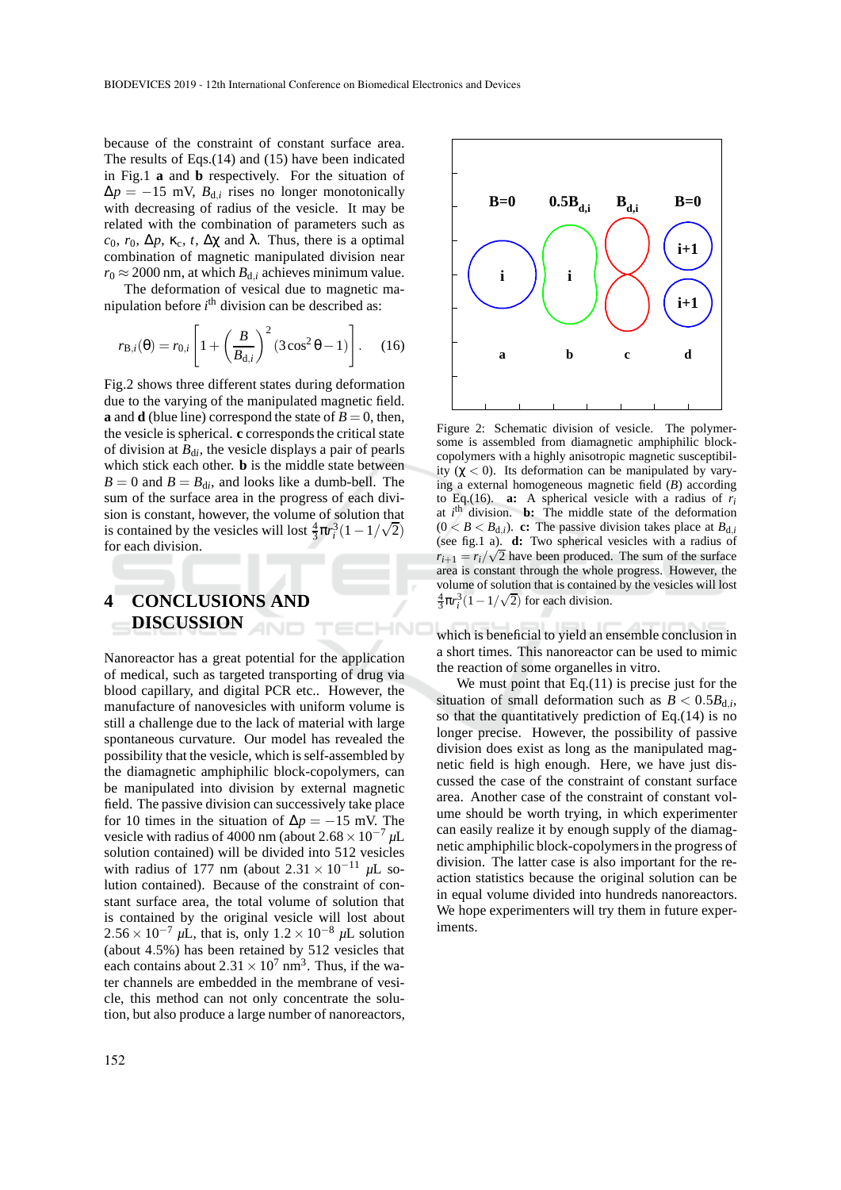because of the constraint of constant surface area. The results of Eqs.(14) and (15) have been indicated in Fig.1 **a** and **b** respectively. For the situation of $\Delta p = -15$ mV, $B_{d,i}$ rises no longer monotonically with decreasing of radius of the vesicle. It may be related with the combination of parameters such as $c_0$, $r_0$, $\Delta p$, $\kappa_c$, $t$, $\Delta\chi$ and $\lambda$. Thus, there is a optimal combination of magnetic manipulated division near $r_0 \approx 2000$ nm, at which $B_{d,i}$ achieves minimum value.

The deformation of vesical due to magnetic manipulation before $i^{\text{th}}$ division can be described as:

$$r_{B,i}(\theta) = r_{0,i}\left[1 + \left(\frac{B}{B_{d,i}}\right)^2 (3\cos^2\theta - 1)\right]. \quad (16)$$

Fig.2 shows three different states during deformation due to the varying of the manipulated magnetic field. **a** and **d** (blue line) correspond the state of $B = 0$, then, the vesicle is spherical. **c** corresponds the critical state of division at $B_{di}$, the vesicle displays a pair of pearls which stick each other. **b** is the middle state between $B = 0$ and $B = B_{di}$, and looks like a dumb-bell. The sum of the surface area in the progress of each division is constant, however, the volume of solution that is contained by the vesicles will lost $\frac{4}{3}\pi r_i^3(1 - 1/\sqrt{2})$ for each division.

Figure 2: Schematic division of vesicle. The polymersome is assembled from diamagnetic amphiphilic block-copolymers with a highly anisotropic magnetic susceptibility ($\chi < 0$). Its deformation can be manipulated by varying a external homogeneous magnetic field ($B$) according to Eq.(16). **a:** A spherical vesicle with a radius of $r_i$ at $i^{\text{th}}$ division. **b:** The middle state of the deformation ($0 < B < B_{d,i}$). **c:** The passive division takes place at $B_{d,i}$ (see fig.1 a). **d:** Two spherical vesicles with a radius of $r_{i+1} = r_i/\sqrt{2}$ have been produced. The sum of the surface area is constant through the whole progress. However, the volume of solution that is contained by the vesicles will lost $\frac{4}{3}\pi r_i^3(1 - 1/\sqrt{2})$ for each division.

## 4 CONCLUSIONS AND DISCUSSION

Nanoreactor has a great potential for the application of medical, such as targeted transporting of drug via blood capillary, and digital PCR etc.. However, the manufacture of nanovesicles with uniform volume is still a challenge due to the lack of material with large spontaneous curvature. Our model has revealed the possibility that the vesicle, which is self-assembled by the diamagnetic amphiphilic block-copolymers, can be manipulated into division by external magnetic field. The passive division can successively take place for 10 times in the situation of $\Delta p = -15$ mV. The vesicle with radius of 4000 nm (about $2.68 \times 10^{-7}$ $\mu$L solution contained) will be divided into 512 vesicles with radius of 177 nm (about $2.31 \times 10^{-11}$ $\mu$L solution contained). Because of the constraint of constant surface area, the total volume of solution that is contained by the original vesicle will lost about $2.56 \times 10^{-7}$ $\mu$L, that is, only $1.2 \times 10^{-8}$ $\mu$L solution (about 4.5%) has been retained by 512 vesicles that each contains about $2.31 \times 10^{7}$ nm$^3$. Thus, if the water channels are embedded in the membrane of vesicle, this method can not only concentrate the solution, but also produce a large number of nanoreactors, which is beneficial to yield an ensemble conclusion in a short times. This nanoreactor can be used to mimic the reaction of some organelles in vitro.

We must point that Eq.(11) is precise just for the situation of small deformation such as $B < 0.5B_{d,i}$, so that the quantitatively prediction of Eq.(14) is no longer precise. However, the possibility of passive division does exist as long as the manipulated magnetic field is high enough. Here, we have just discussed the case of the constraint of constant surface area. Another case of the constraint of constant volume should be worth trying, in which experimenter can easily realize it by enough supply of the diamagnetic amphiphilic block-copolymers in the progress of division. The latter case is also important for the reaction statistics because the original solution can be in equal volume divided into hundreds nanoreactors. We hope experimenters will try them in future experiments.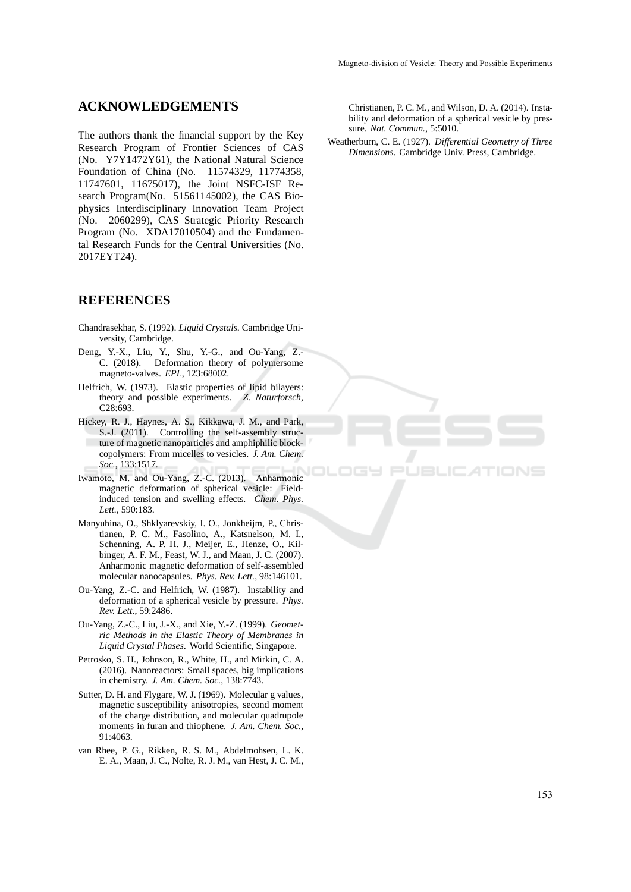## ACKNOWLEDGEMENTS

The authors thank the financial support by the Key Research Program of Frontier Sciences of CAS (No. Y7Y1472Y61), the National Natural Science Foundation of China (No. 11574329, 11774358, 11747601, 11675017), the Joint NSFC-ISF Research Program(No. 51561145002), the CAS Biophysics Interdisciplinary Innovation Team Project (No. 2060299), CAS Strategic Priority Research Program (No. XDA17010504) and the Fundamental Research Funds for the Central Universities (No. 2017EYT24).

## REFERENCES

Chandrasekhar, S. (1992). *Liquid Crystals*. Cambridge University, Cambridge.

Deng, Y.-X., Liu, Y., Shu, Y.-G., and Ou-Yang, Z.-C. (2018). Deformation theory of polymersome magneto-valves. *EPL*, 123:68002.

Helfrich, W. (1973). Elastic properties of lipid bilayers: theory and possible experiments. *Z. Naturforsch*, C28:693.

Hickey, R. J., Haynes, A. S., Kikkawa, J. M., and Park, S.-J. (2011). Controlling the self-assembly structure of magnetic nanoparticles and amphiphilic blockcopolymers: From micelles to vesicles. *J. Am. Chem. Soc.*, 133:1517.

Iwamoto, M. and Ou-Yang, Z.-C. (2013). Anharmonic magnetic deformation of spherical vesicle: Field-induced tension and swelling effects. *Chem. Phys. Lett.*, 590:183.

Manyuhina, O., Shklyarevskiy, I. O., Jonkheijm, P., Christianen, P. C. M., Fasolino, A., Katsnelson, M. I., Schenning, A. P. H. J., Meijer, E., Henze, O., Kilbinger, A. F. M., Feast, W. J., and Maan, J. C. (2007). Anharmonic magnetic deformation of self-assembled molecular nanocapsules. *Phys. Rev. Lett.*, 98:146101.

Ou-Yang, Z.-C. and Helfrich, W. (1987). Instability and deformation of a spherical vesicle by pressure. *Phys. Rev. Lett.*, 59:2486.

Ou-Yang, Z.-C., Liu, J.-X., and Xie, Y.-Z. (1999). *Geometric Methods in the Elastic Theory of Membranes in Liquid Crystal Phases*. World Scientific, Singapore.

Petrosko, S. H., Johnson, R., White, H., and Mirkin, C. A. (2016). Nanoreactors: Small spaces, big implications in chemistry. *J. Am. Chem. Soc.*, 138:7743.

Sutter, D. H. and Flygare, W. J. (1969). Molecular g values, magnetic susceptibility anisotropies, second moment of the charge distribution, and molecular quadrupole moments in furan and thiophene. *J. Am. Chem. Soc.*, 91:4063.

van Rhee, P. G., Rikken, R. S. M., Abdelmohsen, L. K. E. A., Maan, J. C., Nolte, R. J. M., van Hest, J. C. M., Christianen, P. C. M., and Wilson, D. A. (2014). Instability and deformation of a spherical vesicle by pressure. *Nat. Commun.*, 5:5010.

Weatherburn, C. E. (1927). *Differential Geometry of Three Dimensions*. Cambridge Univ. Press, Cambridge.